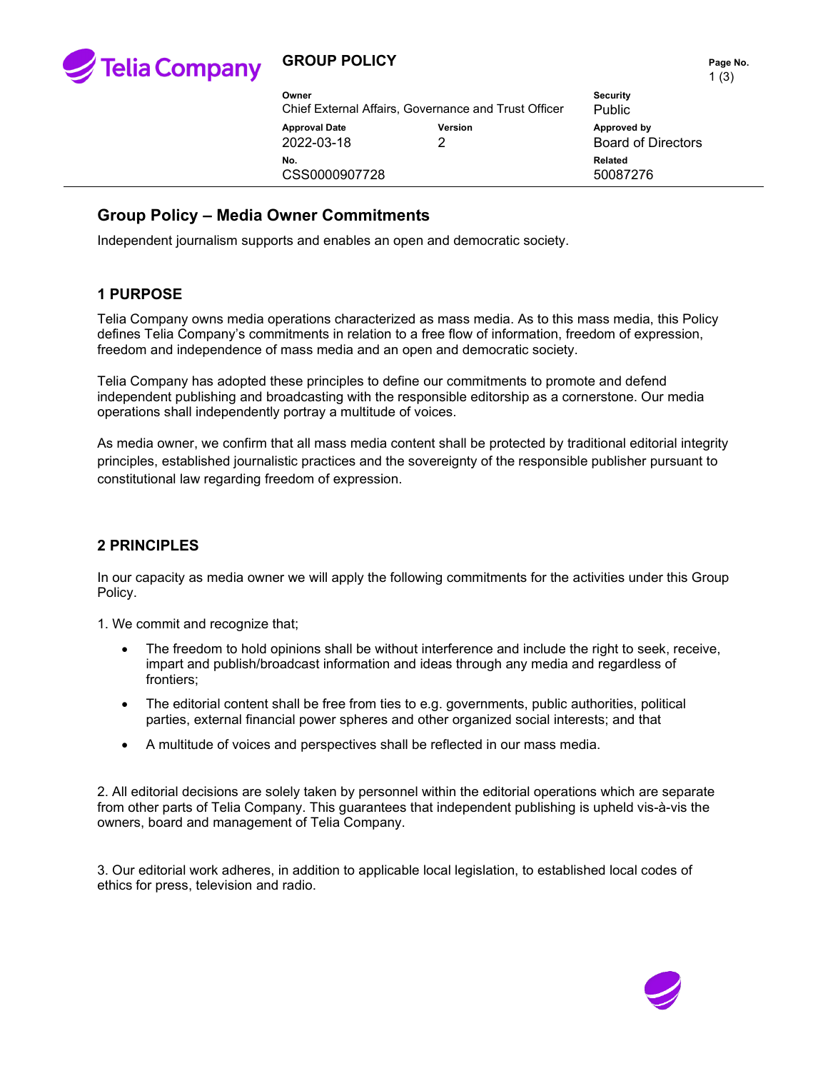**GROUP POLICY**

| Owner | | Security |
| --- | --- | --- |
| Chief External Affairs, Governance and Trust Officer | | Public |
| **Approval Date** | **Version** | **Approved by** |
| 2022-03-18 | 2 | Board of Directors |
| **No.** | | **Related** |
| CSS0000907728 | | 50087276 |

# Group Policy – Media Owner Commitments

Independent journalism supports and enables an open and democratic society.

## 1 PURPOSE

Telia Company owns media operations characterized as mass media. As to this mass media, this Policy defines Telia Company's commitments in relation to a free flow of information, freedom of expression, freedom and independence of mass media and an open and democratic society.

Telia Company has adopted these principles to define our commitments to promote and defend independent publishing and broadcasting with the responsible editorship as a cornerstone. Our media operations shall independently portray a multitude of voices.

As media owner, we confirm that all mass media content shall be protected by traditional editorial integrity principles, established journalistic practices and the sovereignty of the responsible publisher pursuant to constitutional law regarding freedom of expression.

## 2 PRINCIPLES

In our capacity as media owner we will apply the following commitments for the activities under this Group Policy.

1. We commit and recognize that;

- The freedom to hold opinions shall be without interference and include the right to seek, receive, impart and publish/broadcast information and ideas through any media and regardless of frontiers;
- The editorial content shall be free from ties to e.g. governments, public authorities, political parties, external financial power spheres and other organized social interests; and that
- A multitude of voices and perspectives shall be reflected in our mass media.

2. All editorial decisions are solely taken by personnel within the editorial operations which are separate from other parts of Telia Company. This guarantees that independent publishing is upheld vis-à-vis the owners, board and management of Telia Company.

3. Our editorial work adheres, in addition to applicable local legislation, to established local codes of ethics for press, television and radio.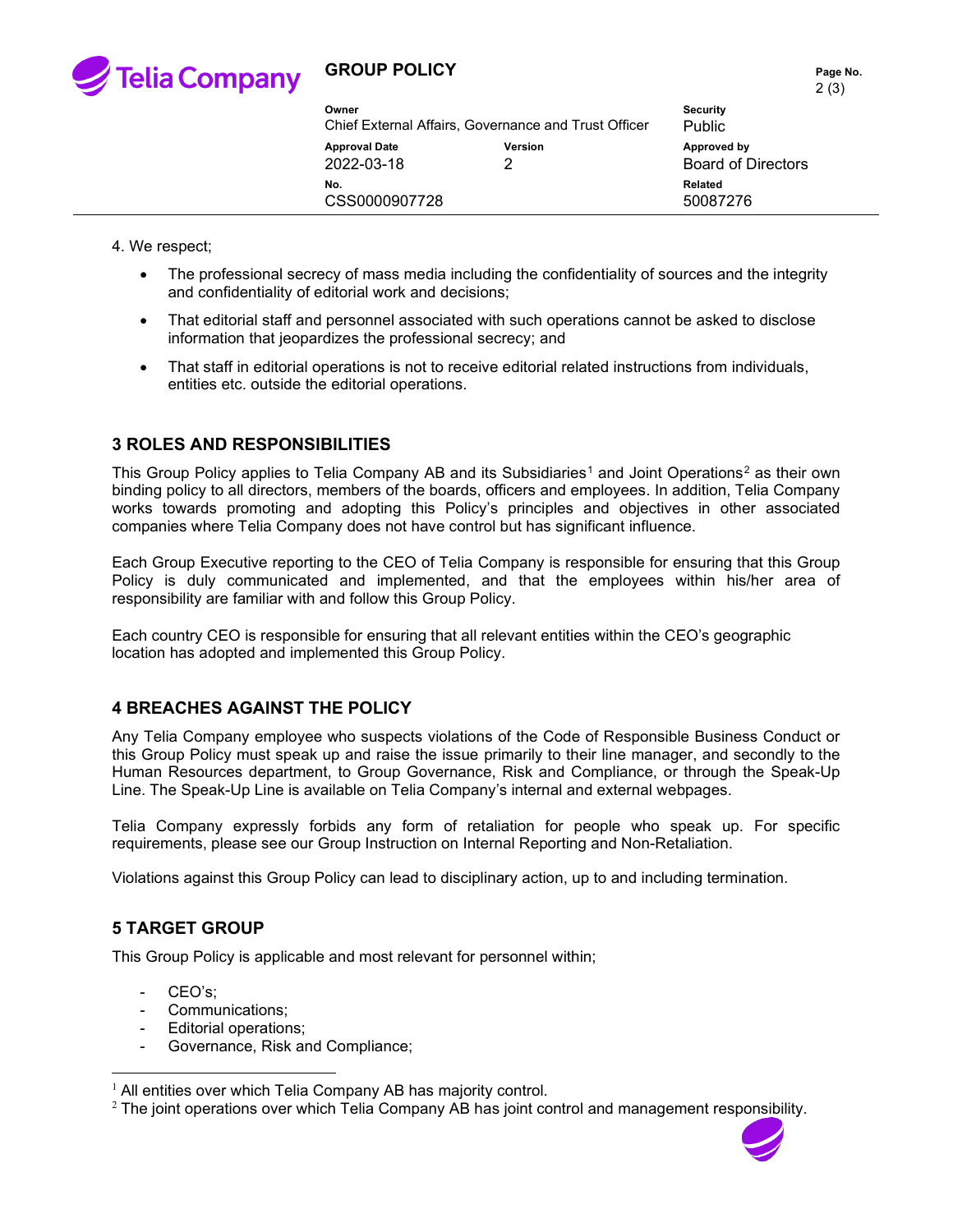4. We respect;

- The professional secrecy of mass media including the confidentiality of sources and the integrity and confidentiality of editorial work and decisions;
- That editorial staff and personnel associated with such operations cannot be asked to disclose information that jeopardizes the professional secrecy; and
- That staff in editorial operations is not to receive editorial related instructions from individuals, entities etc. outside the editorial operations.

## 3 ROLES AND RESPONSIBILITIES

This Group Policy applies to Telia Company AB and its Subsidiaries[1] and Joint Operations[2] as their own binding policy to all directors, members of the boards, officers and employees. In addition, Telia Company works towards promoting and adopting this Policy's principles and objectives in other associated companies where Telia Company does not have control but has significant influence.

Each Group Executive reporting to the CEO of Telia Company is responsible for ensuring that this Group Policy is duly communicated and implemented, and that the employees within his/her area of responsibility are familiar with and follow this Group Policy.

Each country CEO is responsible for ensuring that all relevant entities within the CEO's geographic location has adopted and implemented this Group Policy.

## 4 BREACHES AGAINST THE POLICY

Any Telia Company employee who suspects violations of the Code of Responsible Business Conduct or this Group Policy must speak up and raise the issue primarily to their line manager, and secondly to the Human Resources department, to Group Governance, Risk and Compliance, or through the Speak-Up Line. The Speak-Up Line is available on Telia Company's internal and external webpages.

Telia Company expressly forbids any form of retaliation for people who speak up. For specific requirements, please see our Group Instruction on Internal Reporting and Non-Retaliation.

Violations against this Group Policy can lead to disciplinary action, up to and including termination.

## 5 TARGET GROUP

This Group Policy is applicable and most relevant for personnel within;

- CEO's;
- Communications;
- Editorial operations;
- Governance, Risk and Compliance;

[1] All entities over which Telia Company AB has majority control.

[2] The joint operations over which Telia Company AB has joint control and management responsibility.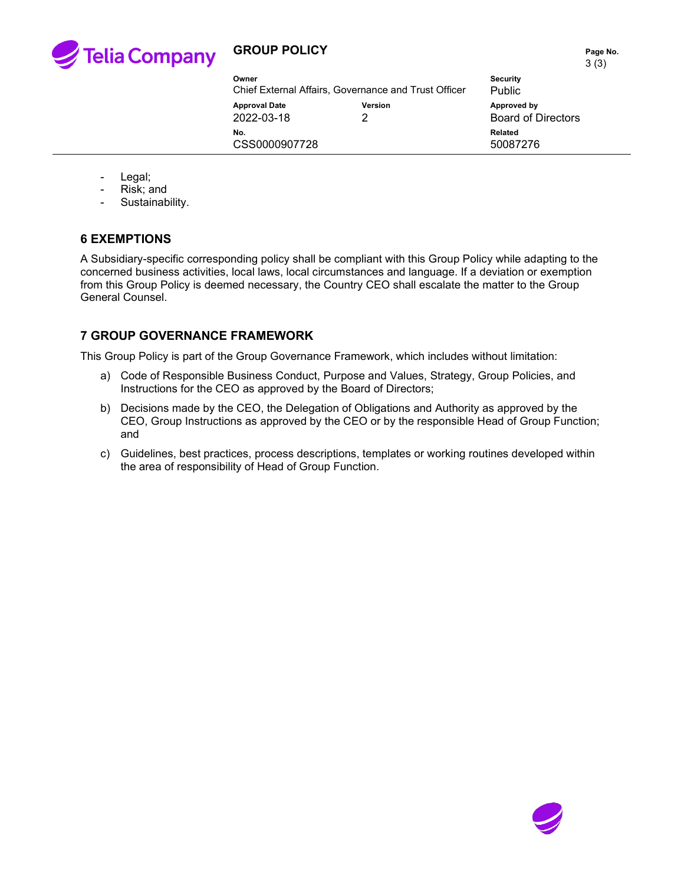- Legal;
- Risk; and
- Sustainability.

## 6 EXEMPTIONS

A Subsidiary-specific corresponding policy shall be compliant with this Group Policy while adapting to the concerned business activities, local laws, local circumstances and language. If a deviation or exemption from this Group Policy is deemed necessary, the Country CEO shall escalate the matter to the Group General Counsel.

## 7 GROUP GOVERNANCE FRAMEWORK

This Group Policy is part of the Group Governance Framework, which includes without limitation:

a) Code of Responsible Business Conduct, Purpose and Values, Strategy, Group Policies, and Instructions for the CEO as approved by the Board of Directors;

b) Decisions made by the CEO, the Delegation of Obligations and Authority as approved by the CEO, Group Instructions as approved by the CEO or by the responsible Head of Group Function; and

c) Guidelines, best practices, process descriptions, templates or working routines developed within the area of responsibility of Head of Group Function.